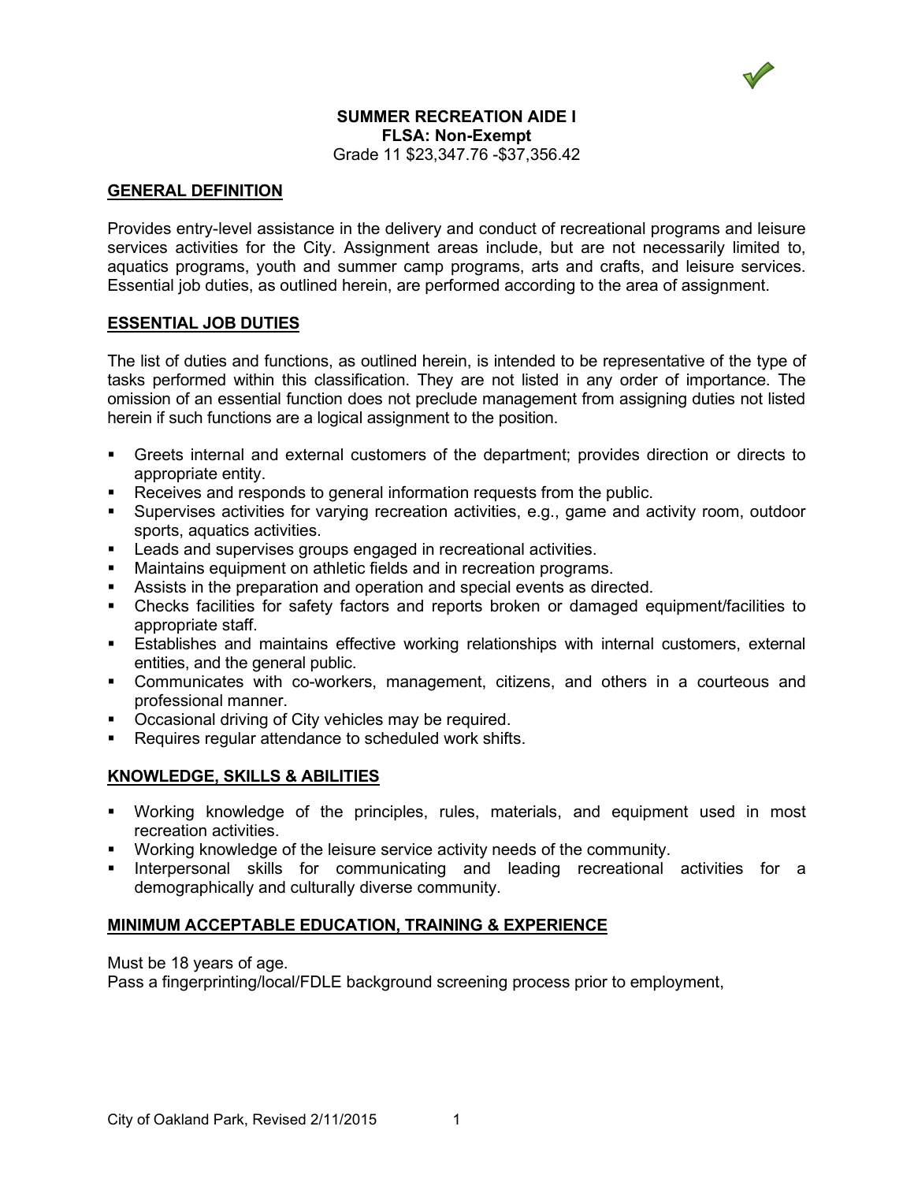**SUMMER RECREATION AIDE I**
**FLSA: Non-Exempt**
Grade 11 $23,347.76 -$37,356.42

## GENERAL DEFINITION

Provides entry-level assistance in the delivery and conduct of recreational programs and leisure services activities for the City. Assignment areas include, but are not necessarily limited to, aquatics programs, youth and summer camp programs, arts and crafts, and leisure services. Essential job duties, as outlined herein, are performed according to the area of assignment.

## ESSENTIAL JOB DUTIES

The list of duties and functions, as outlined herein, is intended to be representative of the type of tasks performed within this classification. They are not listed in any order of importance. The omission of an essential function does not preclude management from assigning duties not listed herein if such functions are a logical assignment to the position.

- Greets internal and external customers of the department; provides direction or directs to appropriate entity.
- Receives and responds to general information requests from the public.
- Supervises activities for varying recreation activities, e.g., game and activity room, outdoor sports, aquatics activities.
- Leads and supervises groups engaged in recreational activities.
- Maintains equipment on athletic fields and in recreation programs.
- Assists in the preparation and operation and special events as directed.
- Checks facilities for safety factors and reports broken or damaged equipment/facilities to appropriate staff.
- Establishes and maintains effective working relationships with internal customers, external entities, and the general public.
- Communicates with co-workers, management, citizens, and others in a courteous and professional manner.
- Occasional driving of City vehicles may be required.
- Requires regular attendance to scheduled work shifts.

## KNOWLEDGE, SKILLS & ABILITIES

- Working knowledge of the principles, rules, materials, and equipment used in most recreation activities.
- Working knowledge of the leisure service activity needs of the community.
- Interpersonal skills for communicating and leading recreational activities for a demographically and culturally diverse community.

## MINIMUM ACCEPTABLE EDUCATION, TRAINING & EXPERIENCE

Must be 18 years of age.
Pass a fingerprinting/local/FDLE background screening process prior to employment,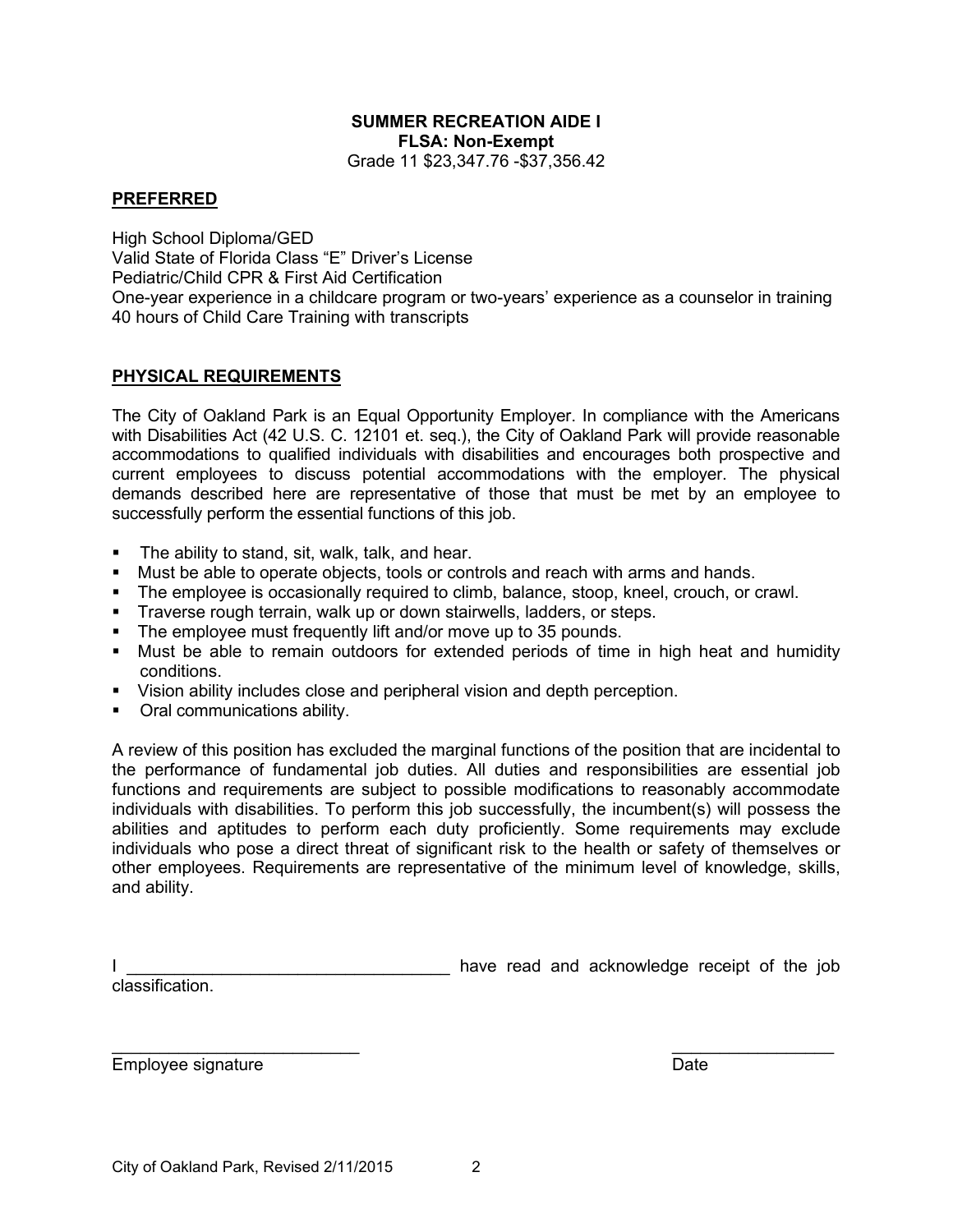**SUMMER RECREATION AIDE I**
**FLSA: Non-Exempt**
Grade 11 $23,347.76 -$37,356.42

## PREFERRED

High School Diploma/GED
Valid State of Florida Class "E" Driver's License
Pediatric/Child CPR & First Aid Certification
One-year experience in a childcare program or two-years' experience as a counselor in training
40 hours of Child Care Training with transcripts

## PHYSICAL REQUIREMENTS

The City of Oakland Park is an Equal Opportunity Employer. In compliance with the Americans with Disabilities Act (42 U.S. C. 12101 et. seq.), the City of Oakland Park will provide reasonable accommodations to qualified individuals with disabilities and encourages both prospective and current employees to discuss potential accommodations with the employer. The physical demands described here are representative of those that must be met by an employee to successfully perform the essential functions of this job.

- The ability to stand, sit, walk, talk, and hear.
- Must be able to operate objects, tools or controls and reach with arms and hands.
- The employee is occasionally required to climb, balance, stoop, kneel, crouch, or crawl.
- Traverse rough terrain, walk up or down stairwells, ladders, or steps.
- The employee must frequently lift and/or move up to 35 pounds.
- Must be able to remain outdoors for extended periods of time in high heat and humidity conditions.
- Vision ability includes close and peripheral vision and depth perception.
- Oral communications ability.

A review of this position has excluded the marginal functions of the position that are incidental to the performance of fundamental job duties. All duties and responsibilities are essential job functions and requirements are subject to possible modifications to reasonably accommodate individuals with disabilities. To perform this job successfully, the incumbent(s) will possess the abilities and aptitudes to perform each duty proficiently. Some requirements may exclude individuals who pose a direct threat of significant risk to the health or safety of themselves or other employees. Requirements are representative of the minimum level of knowledge, skills, and ability.

I __________________________________ have read and acknowledge receipt of the job classification.

___________________________ Employee signature

_________________ Date

City of Oakland Park, Revised 2/11/2015